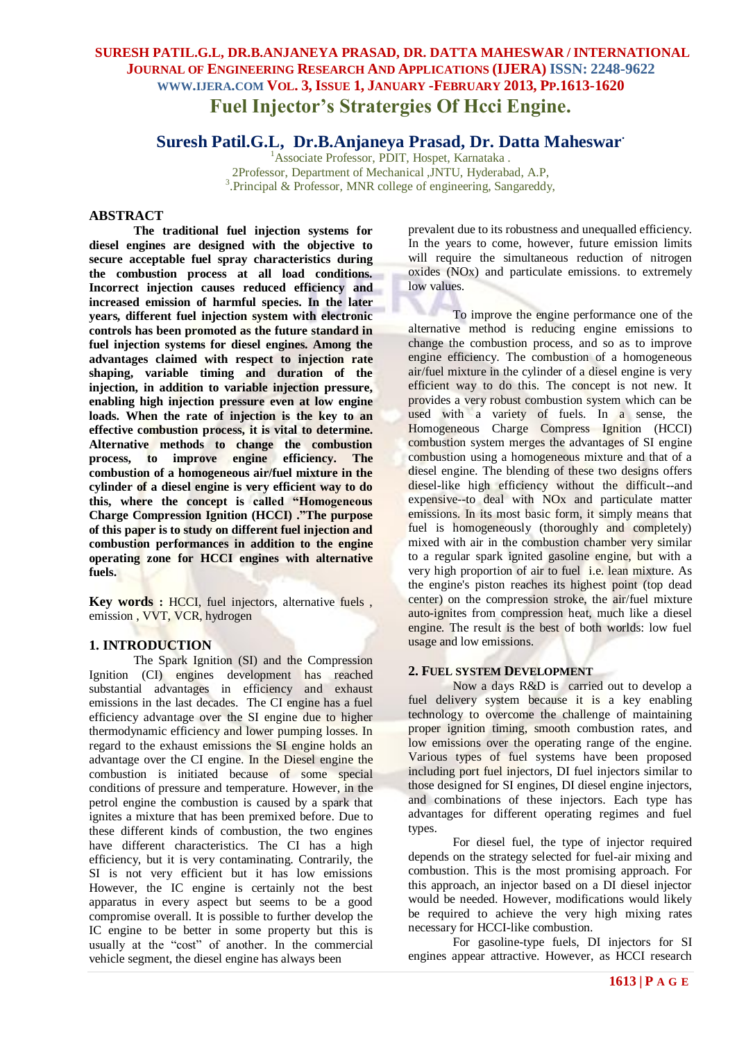# Fuel Injector's Stratergies Of Hcci Engine.

## Suresh Patil.G.L, Dr.B.Anjaneya Prasad, Dr. Datta Maheswar

[1]Associate Professor, PDIT, Hospet, Karnataka .
2Professor, Department of Mechanical ,JNTU, Hyderabad, A.P,
[3].Principal & Professor, MNR college of engineering, Sangareddy,

## ABSTRACT

**The traditional fuel injection systems for diesel engines are designed with the objective to secure acceptable fuel spray characteristics during the combustion process at all load conditions. Incorrect injection causes reduced efficiency and increased emission of harmful species. In the later years, different fuel injection system with electronic controls has been promoted as the future standard in fuel injection systems for diesel engines. Among the advantages claimed with respect to injection rate shaping, variable timing and duration of the injection, in addition to variable injection pressure, enabling high injection pressure even at low engine loads. When the rate of injection is the key to an effective combustion process, it is vital to determine. Alternative methods to change the combustion process, to improve engine efficiency. The combustion of a homogeneous air/fuel mixture in the cylinder of a diesel engine is very efficient way to do this, where the concept is called "Homogeneous Charge Compression Ignition (HCCI) ."The purpose of this paper is to study on different fuel injection and combustion performances in addition to the engine operating zone for HCCI engines with alternative fuels.**

**Key words :** HCCI, fuel injectors, alternative fuels , emission , VVT, VCR, hydrogen

## 1. INTRODUCTION

The Spark Ignition (SI) and the Compression Ignition (CI) engines development has reached substantial advantages in efficiency and exhaust emissions in the last decades. The CI engine has a fuel efficiency advantage over the SI engine due to higher thermodynamic efficiency and lower pumping losses. In regard to the exhaust emissions the SI engine holds an advantage over the CI engine. In the Diesel engine the combustion is initiated because of some special conditions of pressure and temperature. However, in the petrol engine the combustion is caused by a spark that ignites a mixture that has been premixed before. Due to these different kinds of combustion, the two engines have different characteristics. The CI has a high efficiency, but it is very contaminating. Contrarily, the SI is not very efficient but it has low emissions However, the IC engine is certainly not the best apparatus in every aspect but seems to be a good compromise overall. It is possible to further develop the IC engine to be better in some property but this is usually at the "cost" of another. In the commercial vehicle segment, the diesel engine has always been prevalent due to its robustness and unequalled efficiency. In the years to come, however, future emission limits will require the simultaneous reduction of nitrogen oxides (NOx) and particulate emissions. to extremely low values.

To improve the engine performance one of the alternative method is reducing engine emissions to change the combustion process, and so as to improve engine efficiency. The combustion of a homogeneous air/fuel mixture in the cylinder of a diesel engine is very efficient way to do this. The concept is not new. It provides a very robust combustion system which can be used with a variety of fuels. In a sense, the Homogeneous Charge Compress Ignition (HCCI) combustion system merges the advantages of SI engine combustion using a homogeneous mixture and that of a diesel engine. The blending of these two designs offers diesel-like high efficiency without the difficult--and expensive--to deal with NOx and particulate matter emissions. In its most basic form, it simply means that fuel is homogeneously (thoroughly and completely) mixed with air in the combustion chamber very similar to a regular spark ignited gasoline engine, but with a very high proportion of air to fuel i.e. lean mixture. As the engine's piston reaches its highest point (top dead center) on the compression stroke, the air/fuel mixture auto-ignites from compression heat, much like a diesel engine. The result is the best of both worlds: low fuel usage and low emissions.

## 2. FUEL SYSTEM DEVELOPMENT

Now a days R&D is carried out to develop a fuel delivery system because it is a key enabling technology to overcome the challenge of maintaining proper ignition timing, smooth combustion rates, and low emissions over the operating range of the engine. Various types of fuel systems have been proposed including port fuel injectors, DI fuel injectors similar to those designed for SI engines, DI diesel engine injectors, and combinations of these injectors. Each type has advantages for different operating regimes and fuel types.

For diesel fuel, the type of injector required depends on the strategy selected for fuel-air mixing and combustion. This is the most promising approach. For this approach, an injector based on a DI diesel injector would be needed. However, modifications would likely be required to achieve the very high mixing rates necessary for HCCI-like combustion.

For gasoline-type fuels, DI injectors for SI engines appear attractive. However, as HCCI research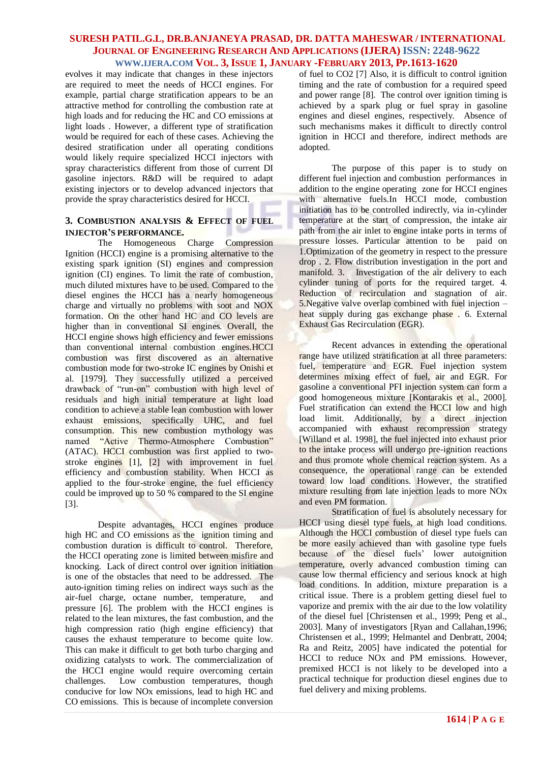evolves it may indicate that changes in these injectors are required to meet the needs of HCCI engines. For example, partial charge stratification appears to be an attractive method for controlling the combustion rate at high loads and for reducing the HC and CO emissions at light loads . However, a different type of stratification would be required for each of these cases. Achieving the desired stratification under all operating conditions would likely require specialized HCCI injectors with spray characteristics different from those of current DI gasoline injectors. R&D will be required to adapt existing injectors or to develop advanced injectors that provide the spray characteristics desired for HCCI.

## 3. Combustion analysis & Effect of fuel injector's performance.

The Homogeneous Charge Compression Ignition (HCCI) engine is a promising alternative to the existing spark ignition (SI) engines and compression ignition (CI) engines. To limit the rate of combustion, much diluted mixtures have to be used. Compared to the diesel engines the HCCI has a nearly homogeneous charge and virtually no problems with soot and NOX formation. On the other hand HC and CO levels are higher than in conventional SI engines. Overall, the HCCI engine shows high efficiency and fewer emissions than conventional internal combustion engines.HCCI combustion was first discovered as an alternative combustion mode for two-stroke IC engines by Onishi et al. [1979]. They successfully utilized a perceived drawback of "run-on" combustion with high level of residuals and high initial temperature at light load condition to achieve a stable lean combustion with lower exhaust emissions, specifically UHC, and fuel consumption. This new combustion mythology was named "Active Thermo-Atmosphere Combustion" (ATAC). HCCI combustion was first applied to two-stroke engines [1], [2] with improvement in fuel efficiency and combustion stability. When HCCI as applied to the four-stroke engine, the fuel efficiency could be improved up to 50 % compared to the SI engine [3].

Despite advantages, HCCI engines produce high HC and CO emissions as the ignition timing and combustion duration is difficult to control. Therefore, the HCCI operating zone is limited between misfire and knocking. Lack of direct control over ignition initiation is one of the obstacles that need to be addressed. The auto-ignition timing relies on indirect ways such as the air-fuel charge, octane number, temperature, and pressure [6]. The problem with the HCCI engines is related to the lean mixtures, the fast combustion, and the high compression ratio (high engine efficiency) that causes the exhaust temperature to become quite low. This can make it difficult to get both turbo charging and oxidizing catalysts to work. The commercialization of the HCCI engine would require overcoming certain challenges. Low combustion temperatures, though conducive for low NOx emissions, lead to high HC and CO emissions. This is because of incomplete conversion of fuel to CO2 [7] Also, it is difficult to control ignition timing and the rate of combustion for a required speed and power range [8]. The control over ignition timing is achieved by a spark plug or fuel spray in gasoline engines and diesel engines, respectively. Absence of such mechanisms makes it difficult to directly control ignition in HCCI and therefore, indirect methods are adopted.

The purpose of this paper is to study on different fuel injection and combustion performances in addition to the engine operating zone for HCCI engines with alternative fuels.In HCCI mode, combustion initiation has to be controlled indirectly, via in-cylinder temperature at the start of compression, the intake air path from the air inlet to engine intake ports in terms of pressure losses. Particular attention to be paid on 1.Optimization of the geometry in respect to the pressure drop . 2. Flow distribution investigation in the port and manifold. 3. Investigation of the air delivery to each cylinder tuning of ports for the required target. 4. Reduction of recirculation and stagnation of air. 5.Negative valve overlap combined with fuel injection – heat supply during gas exchange phase . 6. External Exhaust Gas Recirculation (EGR).

Recent advances in extending the operational range have utilized stratification at all three parameters: fuel, temperature and EGR. Fuel injection system determines mixing effect of fuel, air and EGR. For gasoline a conventional PFI injection system can form a good homogeneous mixture [Kontarakis et al., 2000]. Fuel stratification can extend the HCCI low and high load limit. Additionally, by a direct injection accompanied with exhaust recompression strategy [Willand et al. 1998], the fuel injected into exhaust prior to the intake process will undergo pre-ignition reactions and thus promote whole chemical reaction system. As a consequence, the operational range can be extended toward low load conditions. However, the stratified mixture resulting from late injection leads to more NOx and even PM formation.

Stratification of fuel is absolutely necessary for HCCI using diesel type fuels, at high load conditions. Although the HCCI combustion of diesel type fuels can be more easily achieved than with gasoline type fuels because of the diesel fuels' lower autoignition temperature, overly advanced combustion timing can cause low thermal efficiency and serious knock at high load conditions. In addition, mixture preparation is a critical issue. There is a problem getting diesel fuel to vaporize and premix with the air due to the low volatility of the diesel fuel [Christensen et al., 1999; Peng et al., 2003]. Many of investigators [Ryan and Callahan,1996; Christensen et al., 1999; Helmantel and Denbratt, 2004; Ra and Reitz, 2005] have indicated the potential for HCCI to reduce NOx and PM emissions. However, premixed HCCI is not likely to be developed into a practical technique for production diesel engines due to fuel delivery and mixing problems.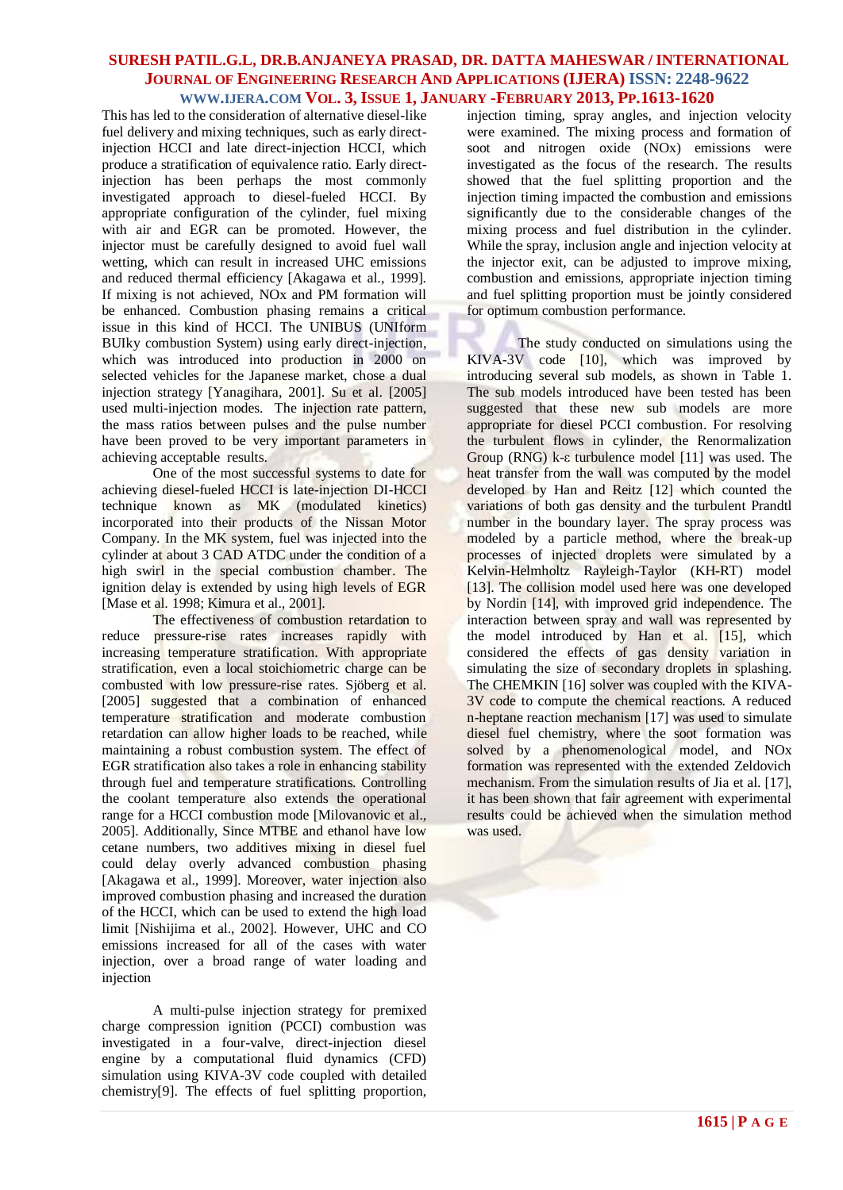This has led to the consideration of alternative diesel-like fuel delivery and mixing techniques, such as early direct-injection HCCI and late direct-injection HCCI, which produce a stratification of equivalence ratio. Early direct-injection has been perhaps the most commonly investigated approach to diesel-fueled HCCI. By appropriate configuration of the cylinder, fuel mixing with air and EGR can be promoted. However, the injector must be carefully designed to avoid fuel wall wetting, which can result in increased UHC emissions and reduced thermal efficiency [Akagawa et al., 1999]. If mixing is not achieved, NOx and PM formation will be enhanced. Combustion phasing remains a critical issue in this kind of HCCI. The UNIBUS (UNIform BUIky combustion System) using early direct-injection, which was introduced into production in 2000 on selected vehicles for the Japanese market, chose a dual injection strategy [Yanagihara, 2001]. Su et al. [2005] used multi-injection modes. The injection rate pattern, the mass ratios between pulses and the pulse number have been proved to be very important parameters in achieving acceptable results.

One of the most successful systems to date for achieving diesel-fueled HCCI is late-injection DI-HCCI technique known as MK (modulated kinetics) incorporated into their products of the Nissan Motor Company. In the MK system, fuel was injected into the cylinder at about 3 CAD ATDC under the condition of a high swirl in the special combustion chamber. The ignition delay is extended by using high levels of EGR [Mase et al. 1998; Kimura et al., 2001].

The effectiveness of combustion retardation to reduce pressure-rise rates increases rapidly with increasing temperature stratification. With appropriate stratification, even a local stoichiometric charge can be combusted with low pressure-rise rates. Sjöberg et al. [2005] suggested that a combination of enhanced temperature stratification and moderate combustion retardation can allow higher loads to be reached, while maintaining a robust combustion system. The effect of EGR stratification also takes a role in enhancing stability through fuel and temperature stratifications. Controlling the coolant temperature also extends the operational range for a HCCI combustion mode [Milovanovic et al., 2005]. Additionally, Since MTBE and ethanol have low cetane numbers, two additives mixing in diesel fuel could delay overly advanced combustion phasing [Akagawa et al., 1999]. Moreover, water injection also improved combustion phasing and increased the duration of the HCCI, which can be used to extend the high load limit [Nishijima et al., 2002]. However, UHC and CO emissions increased for all of the cases with water injection, over a broad range of water loading and injection

A multi-pulse injection strategy for premixed charge compression ignition (PCCI) combustion was investigated in a four-valve, direct-injection diesel engine by a computational fluid dynamics (CFD) simulation using KIVA-3V code coupled with detailed chemistry[9]. The effects of fuel splitting proportion, injection timing, spray angles, and injection velocity were examined. The mixing process and formation of soot and nitrogen oxide (NOx) emissions were investigated as the focus of the research. The results showed that the fuel splitting proportion and the injection timing impacted the combustion and emissions significantly due to the considerable changes of the mixing process and fuel distribution in the cylinder. While the spray, inclusion angle and injection velocity at the injector exit, can be adjusted to improve mixing, combustion and emissions, appropriate injection timing and fuel splitting proportion must be jointly considered for optimum combustion performance.

The study conducted on simulations using the KIVA-3V code [10], which was improved by introducing several sub models, as shown in Table 1. The sub models introduced have been tested has been suggested that these new sub models are more appropriate for diesel PCCI combustion. For resolving the turbulent flows in cylinder, the Renormalization Group (RNG) k-ε turbulence model [11] was used. The heat transfer from the wall was computed by the model developed by Han and Reitz [12] which counted the variations of both gas density and the turbulent Prandtl number in the boundary layer. The spray process was modeled by a particle method, where the break-up processes of injected droplets were simulated by a Kelvin-Helmholtz Rayleigh-Taylor (KH-RT) model [13]. The collision model used here was one developed by Nordin [14], with improved grid independence. The interaction between spray and wall was represented by the model introduced by Han et al. [15], which considered the effects of gas density variation in simulating the size of secondary droplets in splashing. The CHEMKIN [16] solver was coupled with the KIVA-3V code to compute the chemical reactions. A reduced n-heptane reaction mechanism [17] was used to simulate diesel fuel chemistry, where the soot formation was solved by a phenomenological model, and NOx formation was represented with the extended Zeldovich mechanism. From the simulation results of Jia et al. [17], it has been shown that fair agreement with experimental results could be achieved when the simulation method was used.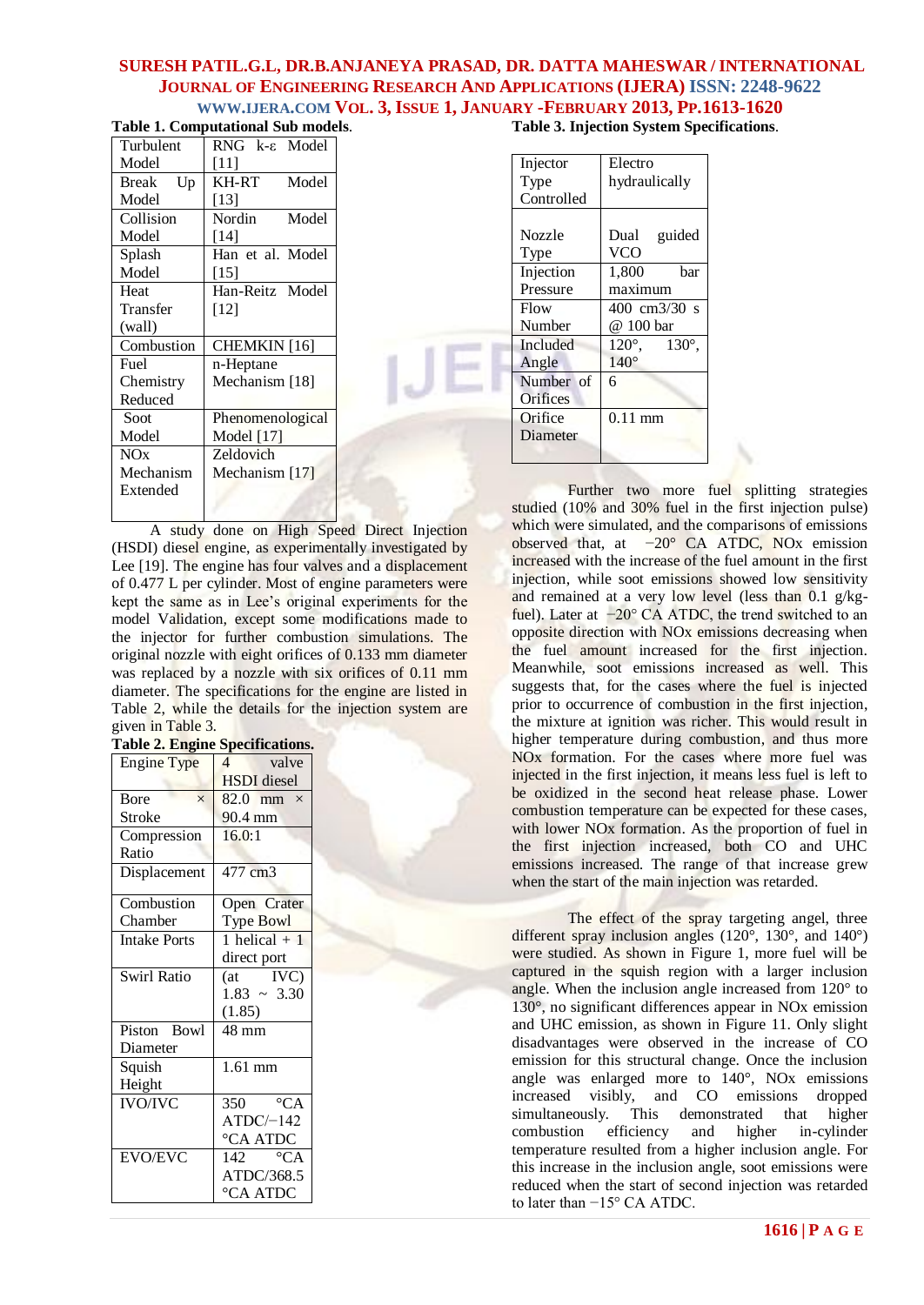**Table 1. Computational Sub models.**

| Turbulent Model | RNG k-ε Model [11] |
|---|---|
| Break Up Model | KH-RT Model [13] |
| Collision Model | Nordin Model [14] |
| Splash Model | Han et al. Model [15] |
| Heat Transfer (wall) | Han-Reitz Model [12] |
| Combustion | CHEMKIN [16] |
| Fuel Chemistry Reduced | n-Heptane Mechanism [18] |
| Soot Model | Phenomenological Model [17] |
| NOx Mechanism Extended | Zeldovich Mechanism [17] |

A study done on High Speed Direct Injection (HSDI) diesel engine, as experimentally investigated by Lee [19]. The engine has four valves and a displacement of 0.477 L per cylinder. Most of engine parameters were kept the same as in Lee's original experiments for the model Validation, except some modifications made to the injector for further combustion simulations. The original nozzle with eight orifices of 0.133 mm diameter was replaced by a nozzle with six orifices of 0.11 mm diameter. The specifications for the engine are listed in Table 2, while the details for the injection system are given in Table 3.

**Table 2. Engine Specifications.**

| Engine Type | 4 valve HSDI diesel |
|---|---|
| Bore × Stroke | 82.0 mm × 90.4 mm |
| Compression Ratio | 16.0:1 |
| Displacement | 477 cm3 |
| Combustion Chamber | Open Crater Type Bowl |
| Intake Ports | 1 helical + 1 direct port |
| Swirl Ratio | (at IVC) 1.83 ~ 3.30 (1.85) |
| Piston Bowl Diameter | 48 mm |
| Squish Height | 1.61 mm |
| IVO/IVC | 350 °CA ATDC/−142 °CA ATDC |
| EVO/EVC | 142 °CA ATDC/368.5 °CA ATDC |

**Table 3. Injection System Specifications.**

| Injector Type Controlled | Electro hydraulically |
|---|---|
| Nozzle Type | Dual guided VCO |
| Injection Pressure | 1,800 bar maximum |
| Flow Number | 400 cm3/30 s @ 100 bar |
| Included Angle | 120°, 130°, 140° |
| Number of Orifices | 6 |
| Orifice Diameter | 0.11 mm |

Further two more fuel splitting strategies studied (10% and 30% fuel in the first injection pulse) which were simulated, and the comparisons of emissions observed that, at −20° CA ATDC, NOx emission increased with the increase of the fuel amount in the first injection, while soot emissions showed low sensitivity and remained at a very low level (less than 0.1 g/kg-fuel). Later at −20° CA ATDC, the trend switched to an opposite direction with NOx emissions decreasing when the fuel amount increased for the first injection. Meanwhile, soot emissions increased as well. This suggests that, for the cases where the fuel is injected prior to occurrence of combustion in the first injection, the mixture at ignition was richer. This would result in higher temperature during combustion, and thus more NOx formation. For the cases where more fuel was injected in the first injection, it means less fuel is left to be oxidized in the second heat release phase. Lower combustion temperature can be expected for these cases, with lower NOx formation. As the proportion of fuel in the first injection increased, both CO and UHC emissions increased. The range of that increase grew when the start of the main injection was retarded.

The effect of the spray targeting angel, three different spray inclusion angles (120°, 130°, and 140°) were studied. As shown in Figure 1, more fuel will be captured in the squish region with a larger inclusion angle. When the inclusion angle increased from 120° to 130°, no significant differences appear in NOx emission and UHC emission, as shown in Figure 11. Only slight disadvantages were observed in the increase of CO emission for this structural change. Once the inclusion angle was enlarged more to 140°, NOx emissions increased visibly, and CO emissions dropped simultaneously. This demonstrated that higher combustion efficiency and higher in-cylinder temperature resulted from a higher inclusion angle. For this increase in the inclusion angle, soot emissions were reduced when the start of second injection was retarded to later than −15° CA ATDC.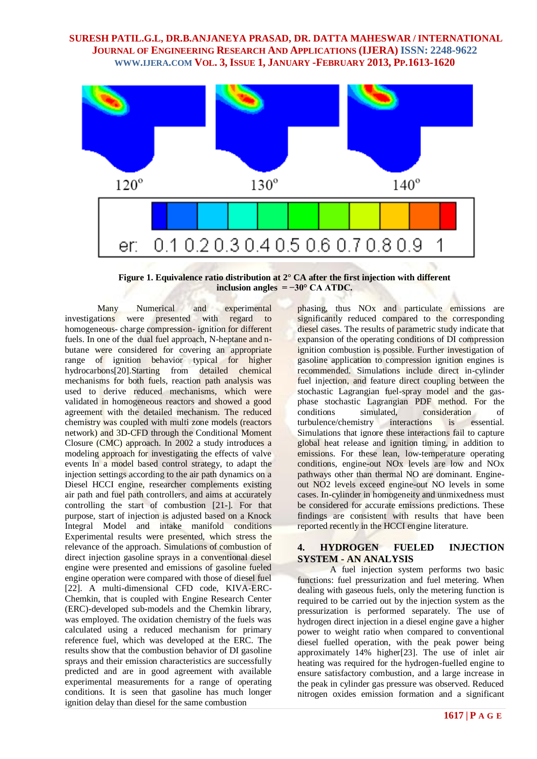Figure 1. Equivalence ratio distribution at 2° CA after the first injection with different inclusion angles $= -30°$ CA ATDC.

Many Numerical and experimental investigations were presented with regard to homogeneous- charge compression- ignition for different fuels. In one of the dual fuel approach, N-heptane and n-butane were considered for covering an appropriate range of ignition behavior typical for higher hydrocarbons[20].Starting from detailed chemical mechanisms for both fuels, reaction path analysis was used to derive reduced mechanisms, which were validated in homogeneous reactors and showed a good agreement with the detailed mechanism. The reduced chemistry was coupled with multi zone models (reactors network) and 3D-CFD through the Conditional Moment Closure (CMC) approach. In 2002 a study introduces a modeling approach for investigating the effects of valve events In a model based control strategy, to adapt the injection settings according to the air path dynamics on a Diesel HCCI engine, researcher complements existing air path and fuel path controllers, and aims at accurately controlling the start of combustion [21-]. For that purpose, start of injection is adjusted based on a Knock Integral Model and intake manifold conditions Experimental results were presented, which stress the relevance of the approach. Simulations of combustion of direct injection gasoline sprays in a conventional diesel engine were presented and emissions of gasoline fueled engine operation were compared with those of diesel fuel [22]. A multi-dimensional CFD code, KIVA-ERC-Chemkin, that is coupled with Engine Research Center (ERC)-developed sub-models and the Chemkin library, was employed. The oxidation chemistry of the fuels was calculated using a reduced mechanism for primary reference fuel, which was developed at the ERC. The results show that the combustion behavior of DI gasoline sprays and their emission characteristics are successfully predicted and are in good agreement with available experimental measurements for a range of operating conditions. It is seen that gasoline has much longer ignition delay than diesel for the same combustion phasing, thus NOx and particulate emissions are significantly reduced compared to the corresponding diesel cases. The results of parametric study indicate that expansion of the operating conditions of DI compression ignition combustion is possible. Further investigation of gasoline application to compression ignition engines is recommended. Simulations include direct in-cylinder fuel injection, and feature direct coupling between the stochastic Lagrangian fuel-spray model and the gas-phase stochastic Lagrangian PDF method. For the conditions simulated, consideration of turbulence/chemistry interactions is essential. Simulations that ignore these interactions fail to capture global heat release and ignition timing, in addition to emissions. For these lean, low-temperature operating conditions, engine-out NOx levels are low and NOx pathways other than thermal NO are dominant. Engine-out $NO_2$ levels exceed engine-out NO levels in some cases. In-cylinder in homogeneity and unmixedness must be considered for accurate emissions predictions. These findings are consistent with results that have been reported recently in the HCCI engine literature.

## 4. HYDROGEN FUELED INJECTION SYSTEM - AN ANALYSIS

A fuel injection system performs two basic functions: fuel pressurization and fuel metering. When dealing with gaseous fuels, only the metering function is required to be carried out by the injection system as the pressurization is performed separately. The use of hydrogen direct injection in a diesel engine gave a higher power to weight ratio when compared to conventional diesel fuelled operation, with the peak power being approximately 14% higher[23]. The use of inlet air heating was required for the hydrogen-fuelled engine to ensure satisfactory combustion, and a large increase in the peak in cylinder gas pressure was observed. Reduced nitrogen oxides emission formation and a significant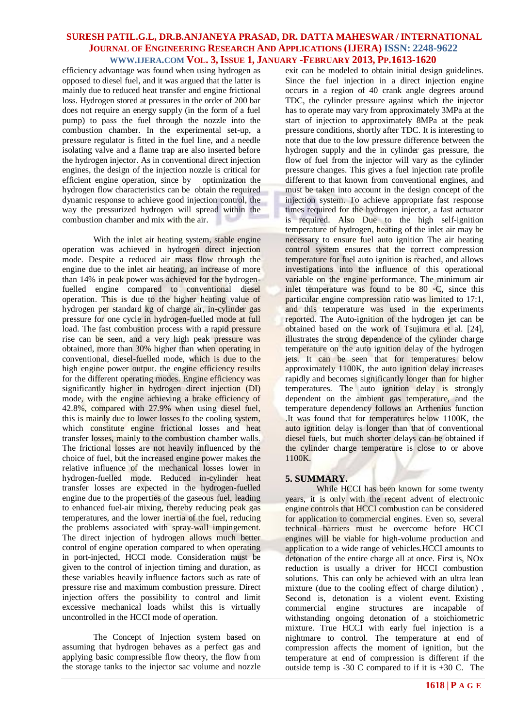efficiency advantage was found when using hydrogen as opposed to diesel fuel, and it was argued that the latter is mainly due to reduced heat transfer and engine frictional loss. Hydrogen stored at pressures in the order of 200 bar does not require an energy supply (in the form of a fuel pump) to pass the fuel through the nozzle into the combustion chamber. In the experimental set-up, a pressure regulator is fitted in the fuel line, and a needle isolating valve and a flame trap are also inserted before the hydrogen injector. As in conventional direct injection engines, the design of the injection nozzle is critical for efficient engine operation, since by optimization the hydrogen flow characteristics can be obtain the required dynamic response to achieve good injection control, the way the pressurized hydrogen will spread within the combustion chamber and mix with the air.

With the inlet air heating system, stable engine operation was achieved in hydrogen direct injection mode. Despite a reduced air mass flow through the engine due to the inlet air heating, an increase of more than 14% in peak power was achieved for the hydrogen-fuelled engine compared to conventional diesel operation. This is due to the higher heating value of hydrogen per standard kg of charge air, in-cylinder gas pressure for one cycle in hydrogen-fuelled mode at full load. The fast combustion process with a rapid pressure rise can be seen, and a very high peak pressure was obtained, more than 30% higher than when operating in conventional, diesel-fuelled mode, which is due to the high engine power output. the engine efficiency results for the different operating modes. Engine efficiency was significantly higher in hydrogen direct injection (DI) mode, with the engine achieving a brake efficiency of 42.8%, compared with 27.9% when using diesel fuel, this is mainly due to lower losses to the cooling system, which constitute engine frictional losses and heat transfer losses, mainly to the combustion chamber walls. The frictional losses are not heavily influenced by the choice of fuel, but the increased engine power makes the relative influence of the mechanical losses lower in hydrogen-fuelled mode. Reduced in-cylinder heat transfer losses are expected in the hydrogen-fuelled engine due to the properties of the gaseous fuel, leading to enhanced fuel-air mixing, thereby reducing peak gas temperatures, and the lower inertia of the fuel, reducing the problems associated with spray-wall impingement. The direct injection of hydrogen allows much better control of engine operation compared to when operating in port-injected, HCCI mode. Consideration must be given to the control of injection timing and duration, as these variables heavily influence factors such as rate of pressure rise and maximum combustion pressure. Direct injection offers the possibility to control and limit excessive mechanical loads whilst this is virtually uncontrolled in the HCCI mode of operation.

The Concept of Injection system based on assuming that hydrogen behaves as a perfect gas and applying basic compressible flow theory, the flow from the storage tanks to the injector sac volume and nozzle exit can be modeled to obtain initial design guidelines. Since the fuel injection in a direct injection engine occurs in a region of 40 crank angle degrees around TDC, the cylinder pressure against which the injector has to operate may vary from approximately 3MPa at the start of injection to approximately 8MPa at the peak pressure conditions, shortly after TDC. It is interesting to note that due to the low pressure difference between the hydrogen supply and the in cylinder gas pressure, the flow of fuel from the injector will vary as the cylinder pressure changes. This gives a fuel injection rate profile different to that known from conventional engines, and must be taken into account in the design concept of the injection system. To achieve appropriate fast response times required for the hydrogen injector, a fast actuator is required. Also Due to the high self-ignition temperature of hydrogen, heating of the inlet air may be necessary to ensure fuel auto ignition The air heating control system ensures that the correct compression temperature for fuel auto ignition is reached, and allows investigations into the influence of this operational variable on the engine performance. The minimum air inlet temperature was found to be 80 ◦C, since this particular engine compression ratio was limited to 17:1, and this temperature was used in the experiments reported. The Auto-ignition of the hydrogen jet can be obtained based on the work of Tsujimura et al. [24], illustrates the strong dependence of the cylinder charge temperature on the auto ignition delay of the hydrogen jets. It can be seen that for temperatures below approximately 1100K, the auto ignition delay increases rapidly and becomes significantly longer than for higher temperatures. The auto ignition delay is strongly dependent on the ambient gas temperature, and the temperature dependency follows an Arrhenius function .It was found that for temperatures below 1100K, the auto ignition delay is longer than that of conventional diesel fuels, but much shorter delays can be obtained if the cylinder charge temperature is close to or above 1100K.

## 5. SUMMARY.

While HCCI has been known for some twenty years, it is only with the recent advent of electronic engine controls that HCCI combustion can be considered for application to commercial engines. Even so, several technical barriers must be overcome before HCCI engines will be viable for high-volume production and application to a wide range of vehicles.HCCI amounts to detonation of the entire charge all at once. First is, NOx reduction is usually a driver for HCCI combustion solutions. This can only be achieved with an ultra lean mixture (due to the cooling effect of charge dilution) , Second is, detonation is a violent event. Existing commercial engine structures are incapable of withstanding ongoing detonation of a stoichiometric mixture. True HCCI with early fuel injection is a nightmare to control. The temperature at end of compression affects the moment of ignition, but the temperature at end of compression is different if the outside temp is -30 C compared to if it is +30 C. The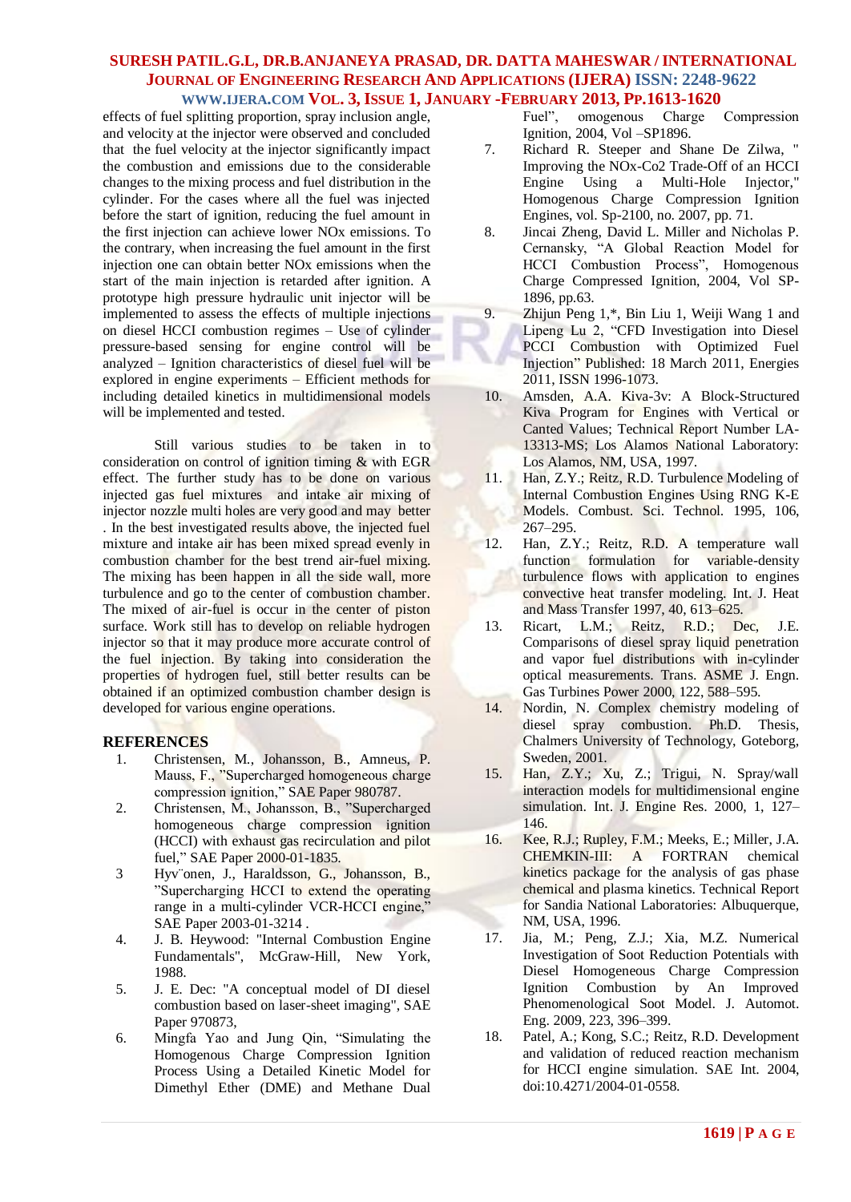effects of fuel splitting proportion, spray inclusion angle, and velocity at the injector were observed and concluded that the fuel velocity at the injector significantly impact the combustion and emissions due to the considerable changes to the mixing process and fuel distribution in the cylinder. For the cases where all the fuel was injected before the start of ignition, reducing the fuel amount in the first injection can achieve lower NOx emissions. To the contrary, when increasing the fuel amount in the first injection one can obtain better NOx emissions when the start of the main injection is retarded after ignition. A prototype high pressure hydraulic unit injector will be implemented to assess the effects of multiple injections on diesel HCCI combustion regimes – Use of cylinder pressure-based sensing for engine control will be analyzed – Ignition characteristics of diesel fuel will be explored in engine experiments – Efficient methods for including detailed kinetics in multidimensional models will be implemented and tested.

Still various studies to be taken in to consideration on control of ignition timing & with EGR effect. The further study has to be done on various injected gas fuel mixtures and intake air mixing of injector nozzle multi holes are very good and may better . In the best investigated results above, the injected fuel mixture and intake air has been mixed spread evenly in combustion chamber for the best trend air-fuel mixing. The mixing has been happen in all the side wall, more turbulence and go to the center of combustion chamber. The mixed of air-fuel is occur in the center of piston surface. Work still has to develop on reliable hydrogen injector so that it may produce more accurate control of the fuel injection. By taking into consideration the properties of hydrogen fuel, still better results can be obtained if an optimized combustion chamber design is developed for various engine operations.

## REFERENCES

1. Christensen, M., Johansson, B., Amneus, P. Mauss, F., "Supercharged homogeneous charge compression ignition," SAE Paper 980787.
2. Christensen, M., Johansson, B., "Supercharged homogeneous charge compression ignition (HCCI) with exhaust gas recirculation and pilot fuel," SAE Paper 2000-01-1835.
3. Hyv¨onen, J., Haraldsson, G., Johansson, B., "Supercharging HCCI to extend the operating range in a multi-cylinder VCR-HCCI engine," SAE Paper 2003-01-3214 .
4. J. B. Heywood: "Internal Combustion Engine Fundamentals", McGraw-Hill, New York, 1988.
5. J. E. Dec: "A conceptual model of DI diesel combustion based on laser-sheet imaging", SAE Paper 970873,
6. Mingfa Yao and Jung Qin, "Simulating the Homogenous Charge Compression Ignition Process Using a Detailed Kinetic Model for Dimethyl Ether (DME) and Methane Dual Fuel", omogenous Charge Compression Ignition, 2004, Vol –SP1896.
7. Richard R. Steeper and Shane De Zilwa, " Improving the NOx-Co2 Trade-Off of an HCCI Engine Using a Multi-Hole Injector," Homogenous Charge Compression Ignition Engines, vol. Sp-2100, no. 2007, pp. 71.
8. Jincai Zheng, David L. Miller and Nicholas P. Cernansky, "A Global Reaction Model for HCCI Combustion Process", Homogenous Charge Compressed Ignition, 2004, Vol SP-1896, pp.63.
9. Zhijun Peng 1,*, Bin Liu 1, Weiji Wang 1 and Lipeng Lu 2, "CFD Investigation into Diesel PCCI Combustion with Optimized Fuel Injection" Published: 18 March 2011, Energies 2011, ISSN 1996-1073.
10. Amsden, A.A. Kiva-3v: A Block-Structured Kiva Program for Engines with Vertical or Canted Values; Technical Report Number LA-13313-MS; Los Alamos National Laboratory: Los Alamos, NM, USA, 1997.
11. Han, Z.Y.; Reitz, R.D. Turbulence Modeling of Internal Combustion Engines Using RNG K-E Models. Combust. Sci. Technol. 1995, 106, 267–295.
12. Han, Z.Y.; Reitz, R.D. A temperature wall function formulation for variable-density turbulence flows with application to engines convective heat transfer modeling. Int. J. Heat and Mass Transfer 1997, 40, 613–625.
13. Ricart, L.M.; Reitz, R.D.; Dec, J.E. Comparisons of diesel spray liquid penetration and vapor fuel distributions with in-cylinder optical measurements. Trans. ASME J. Engn. Gas Turbines Power 2000, 122, 588–595.
14. Nordin, N. Complex chemistry modeling of diesel spray combustion. Ph.D. Thesis, Chalmers University of Technology, Goteborg, Sweden, 2001.
15. Han, Z.Y.; Xu, Z.; Trigui, N. Spray/wall interaction models for multidimensional engine simulation. Int. J. Engine Res. 2000, 1, 127–146.
16. Kee, R.J.; Rupley, F.M.; Meeks, E.; Miller, J.A. CHEMKIN-III: A FORTRAN chemical kinetics package for the analysis of gas phase chemical and plasma kinetics. Technical Report for Sandia National Laboratories: Albuquerque, NM, USA, 1996.
17. Jia, M.; Peng, Z.J.; Xia, M.Z. Numerical Investigation of Soot Reduction Potentials with Diesel Homogeneous Charge Compression Ignition Combustion by An Improved Phenomenological Soot Model. J. Automot. Eng. 2009, 223, 396–399.
18. Patel, A.; Kong, S.C.; Reitz, R.D. Development and validation of reduced reaction mechanism for HCCI engine simulation. SAE Int. 2004, doi:10.4271/2004-01-0558.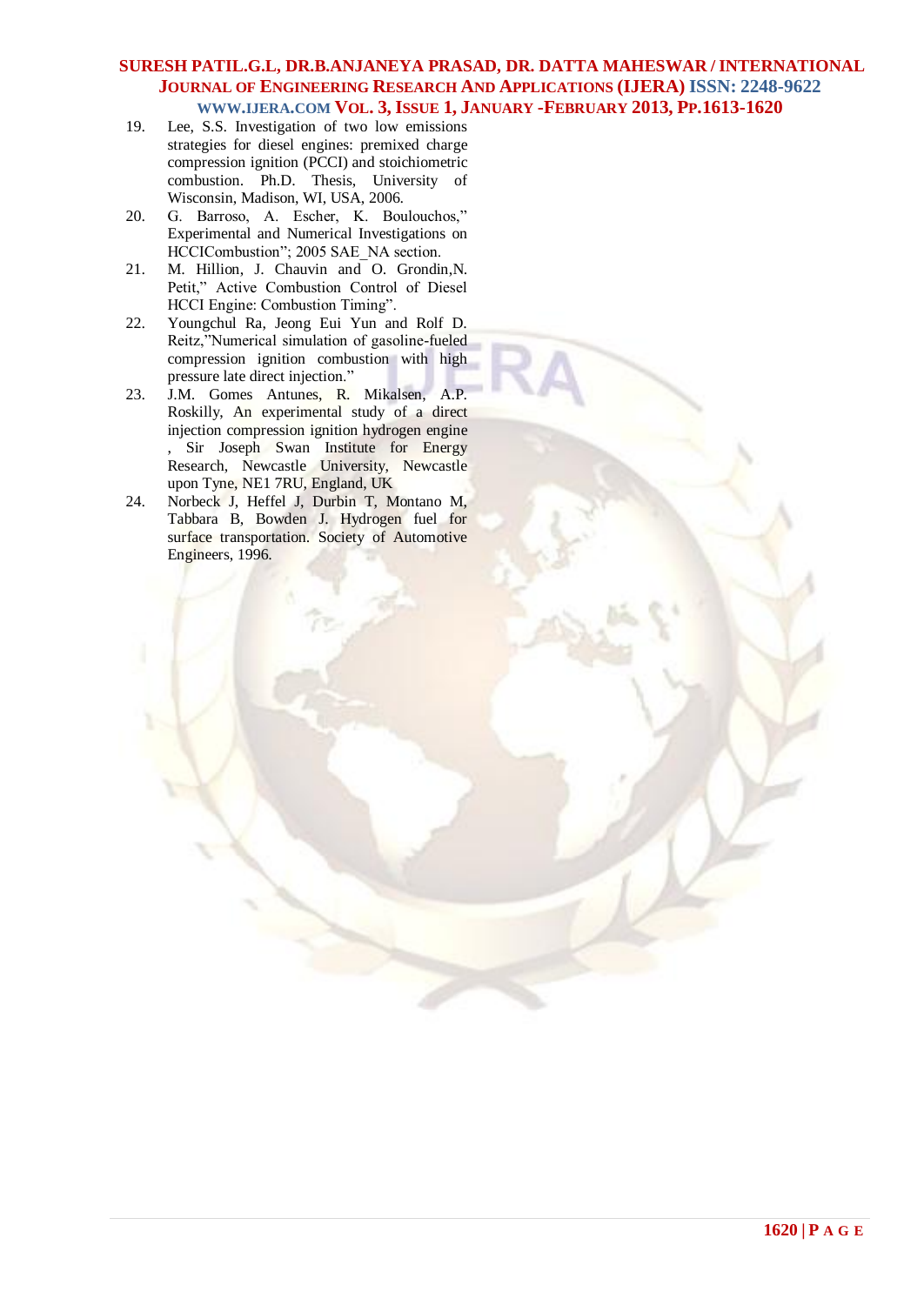19. Lee, S.S. Investigation of two low emissions strategies for diesel engines: premixed charge compression ignition (PCCI) and stoichiometric combustion. Ph.D. Thesis, University of Wisconsin, Madison, WI, USA, 2006.
20. G. Barroso, A. Escher, K. Boulouchos," Experimental and Numerical Investigations on HCCICombustion"; 2005 SAE_NA section.
21. M. Hillion, J. Chauvin and O. Grondin,N. Petit," Active Combustion Control of Diesel HCCI Engine: Combustion Timing".
22. Youngchul Ra, Jeong Eui Yun and Rolf D. Reitz,"Numerical simulation of gasoline-fueled compression ignition combustion with high pressure late direct injection."
23. J.M. Gomes Antunes, R. Mikalsen, A.P. Roskilly, An experimental study of a direct injection compression ignition hydrogen engine , Sir Joseph Swan Institute for Energy Research, Newcastle University, Newcastle upon Tyne, NE1 7RU, England, UK
24. Norbeck J, Heffel J, Durbin T, Montano M, Tabbara B, Bowden J. Hydrogen fuel for surface transportation. Society of Automotive Engineers, 1996.